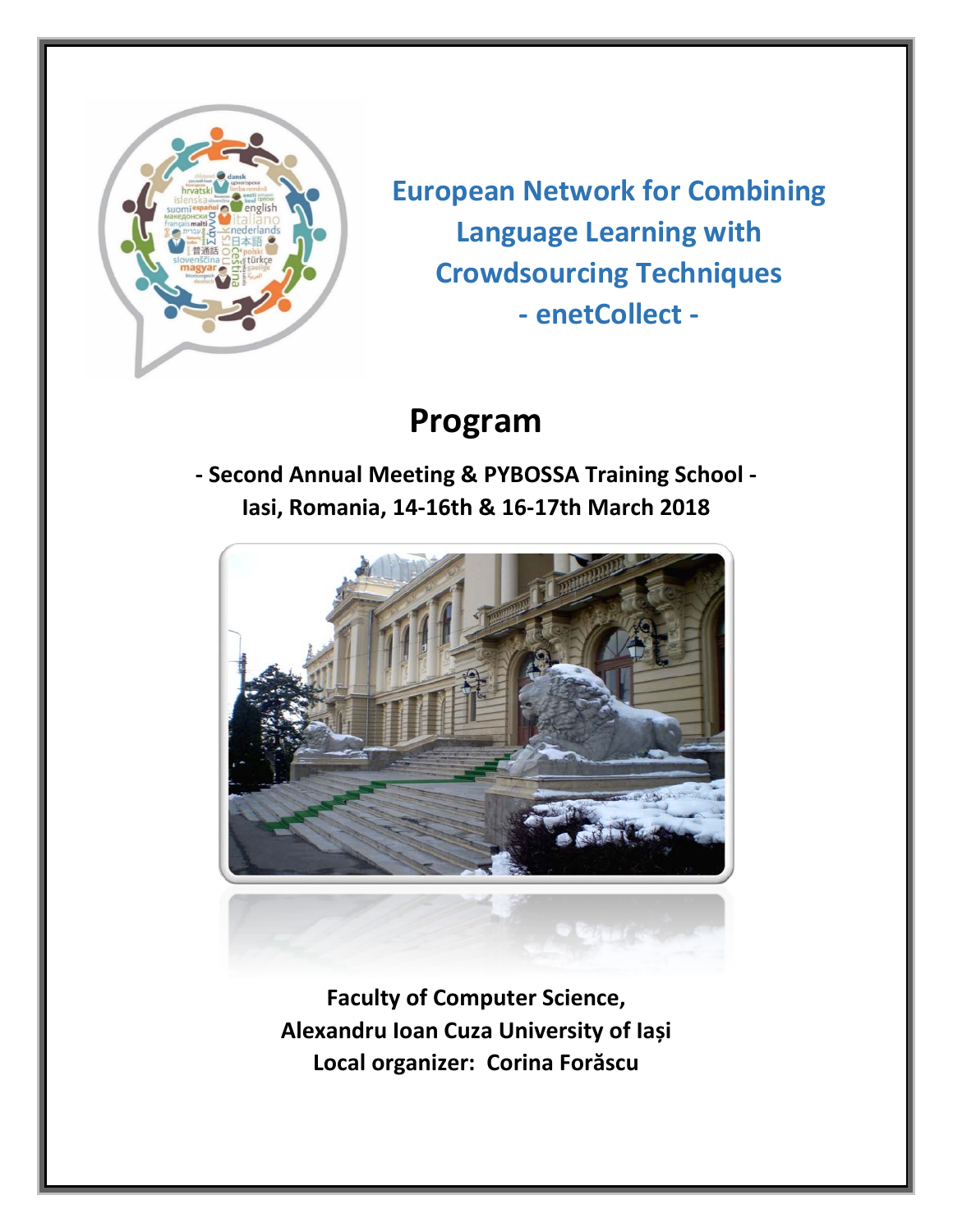# European Network for Combining Language Learning with Crowdsourcing Techniques - enetCollect -

## Program

**- Second Annual Meeting & PYBOSSA Training School -**
**Iasi, Romania, 14-16th & 16-17th March 2018**

**Faculty of Computer Science,**
**Alexandru Ioan Cuza University of Iași**
**Local organizer: Corina Forăscu**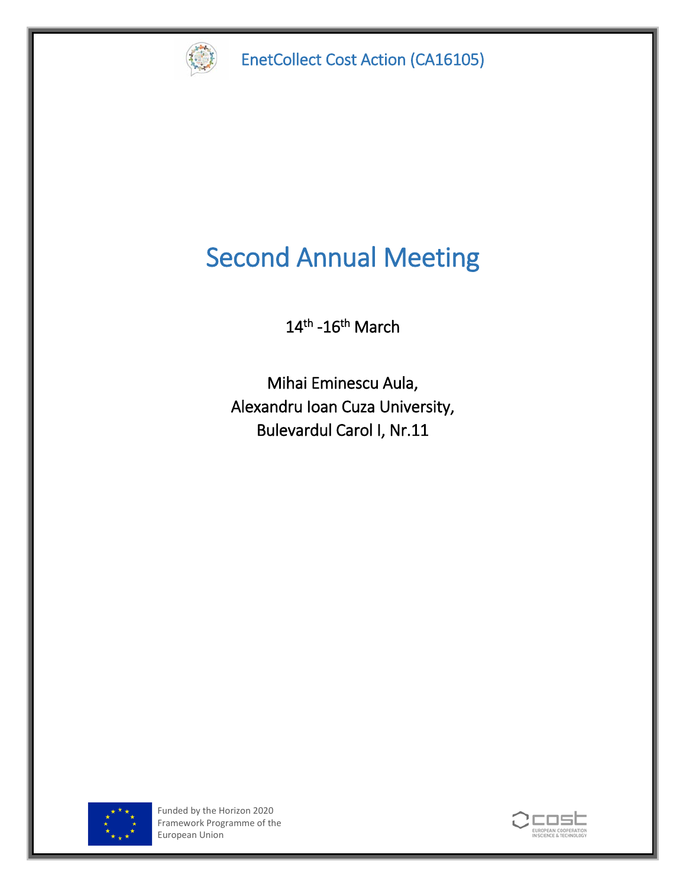EnetCollect Cost Action (CA16105)

# Second Annual Meeting

14th -16th March

Mihai Eminescu Aula,
Alexandru Ioan Cuza University,
Bulevardul Carol I, Nr.11

Funded by the Horizon 2020 Framework Programme of the European Union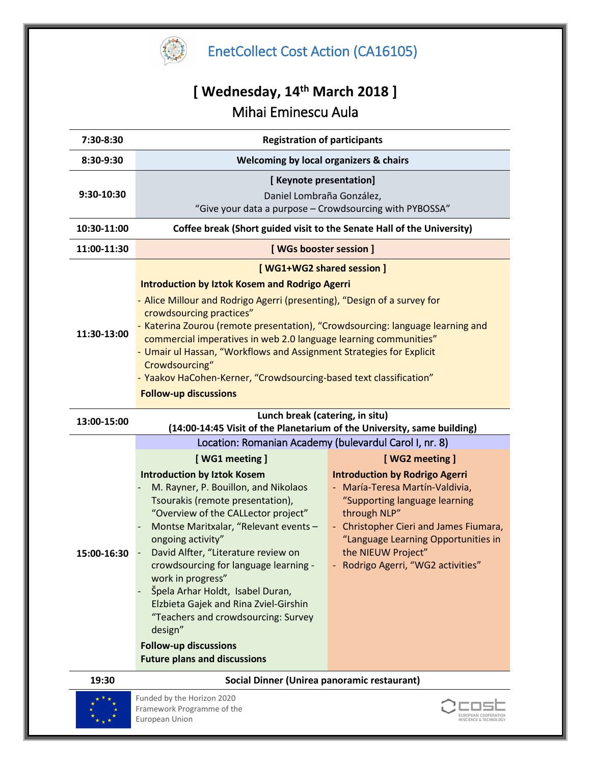# EnetCollect Cost Action (CA16105)

## [ Wednesday, 14th March 2018 ]

### Mihai Eminescu Aula

| Time | Programme | |
|---|---|---|
| 7:30-8:30 | **Registration of participants** | |
| 8:30-9:30 | **Welcoming by local organizers & chairs** | |
| 9:30-10:30 | **[ Keynote presentation]**<br>Daniel Lombraña González,<br>"Give your data a purpose – Crowdsourcing with PYBOSSA" | |
| 10:30-11:00 | **Coffee break (Short guided visit to the Senate Hall of the University)** | |
| 11:00-11:30 | **[ WGs booster session ]** | |
| 11:30-13:00 | **[ WG1+WG2 shared session ]**<br>**Introduction by Iztok Kosem and Rodrigo Agerri**<br>- Alice Millour and Rodrigo Agerri (presenting), "Design of a survey for crowdsourcing practices"<br>- Katerina Zourou (remote presentation), "Crowdsourcing: language learning and commercial imperatives in web 2.0 language learning communities"<br>- Umair ul Hassan, "Workflows and Assignment Strategies for Explicit Crowdsourcing"<br>- Yaakov HaCohen-Kerner, "Crowdsourcing-based text classification"<br>**Follow-up discussions** | |
| 13:00-15:00 | **Lunch break (catering, in situ)**<br>**(14:00-14:45 Visit of the Planetarium of the University, same building)** | |
| 15:00-16:30 | Location: Romanian Academy (bulevardul Carol I, nr. 8) | |
| | **[ WG1 meeting ]**<br>**Introduction by Iztok Kosem**<br>- M. Rayner, P. Bouillon, and Nikolaos Tsourakis (remote presentation), "Overview of the CALLector project"<br>- Montse Maritxalar, "Relevant events – ongoing activity"<br>- David Alfter, "Literature review on crowdsourcing for language learning - work in progress"<br>- Špela Arhar Holdt, Isabel Duran, Elzbieta Gajek and Rina Zviel-Girshin "Teachers and crowdsourcing: Survey design"<br>**Follow-up discussions**<br>**Future plans and discussions** | **[ WG2 meeting ]**<br>**Introduction by Rodrigo Agerri**<br>- María-Teresa Martín-Valdivia, "Supporting language learning through NLP"<br>- Christopher Cieri and James Fiumara, "Language Learning Opportunities in the NIEUW Project"<br>- Rodrigo Agerri, "WG2 activities" |
| 19:30 | **Social Dinner (Unirea panoramic restaurant)** | |

Funded by the Horizon 2020 Framework Programme of the European Union

COST EUROPEAN COOPERATION IN SCIENCE & TECHNOLOGY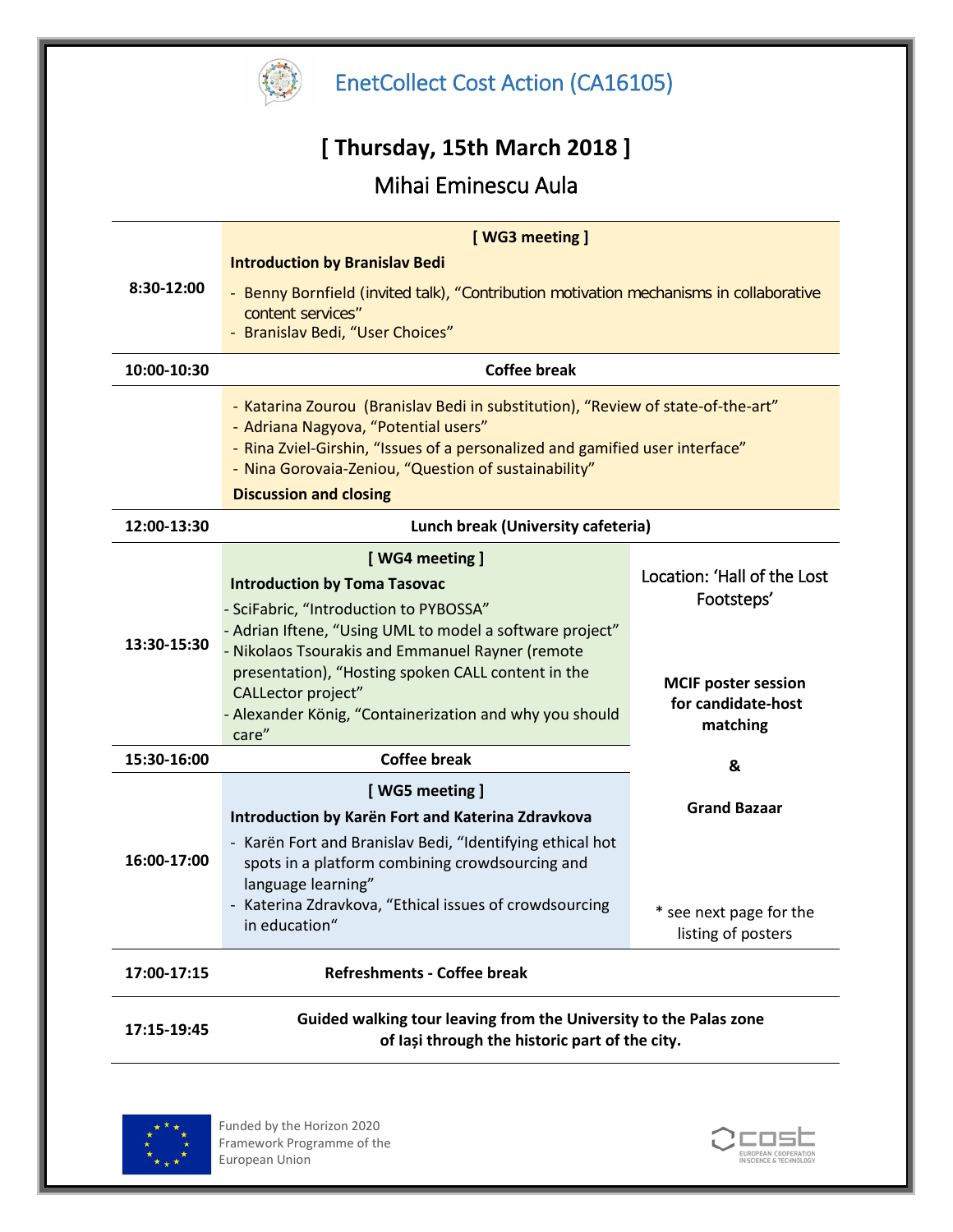## EnetCollect Cost Action (CA16105)

# [ Thursday, 15th March 2018 ]

## Mihai Eminescu Aula

| Time | Session | |
|---|---|---|
| 8:30-12:00 | **[ WG3 meeting ]**<br>**Introduction by Branislav Bedi**<br>- Benny Bornfield (invited talk), "Contribution motivation mechanisms in collaborative content services"<br>- Branislav Bedi, "User Choices" | |
| 10:00-10:30 | **Coffee break** | |
| | - Katarina Zourou (Branislav Bedi in substitution), "Review of state-of-the-art"<br>- Adriana Nagyova, "Potential users"<br>- Rina Zviel-Girshin, "Issues of a personalized and gamified user interface"<br>- Nina Gorovaia-Zeniou, "Question of sustainability"<br>**Discussion and closing** | |
| 12:00-13:30 | **Lunch break (University cafeteria)** | |
| 13:30-15:30 | **[ WG4 meeting ]**<br>**Introduction by Toma Tasovac**<br>- SciFabric, "Introduction to PYBOSSA"<br>- Adrian Iftene, "Using UML to model a software project"<br>- Nikolaos Tsourakis and Emmanuel Rayner (remote presentation), "Hosting spoken CALL content in the CALLector project"<br>- Alexander König, "Containerization and why you should care" | Location: 'Hall of the Lost Footsteps'<br><br>**MCIF poster session for candidate-host matching**<br><br>**&**<br><br>**Grand Bazaar**<br><br>* see next page for the listing of posters |
| 15:30-16:00 | **Coffee break** | |
| 16:00-17:00 | **[ WG5 meeting ]**<br>**Introduction by Karën Fort and Katerina Zdravkova**<br>- Karën Fort and Branislav Bedi, "Identifying ethical hot spots in a platform combining crowdsourcing and language learning"<br>- Katerina Zdravkova, "Ethical issues of crowdsourcing in education" | |
| 17:00-17:15 | **Refreshments - Coffee break** | |
| 17:15-19:45 | **Guided walking tour leaving from the University to the Palas zone of Iași through the historic part of the city.** | |

Funded by the Horizon 2020 Framework Programme of the European Union

COST EUROPEAN COOPERATION IN SCIENCE & TECHNOLOGY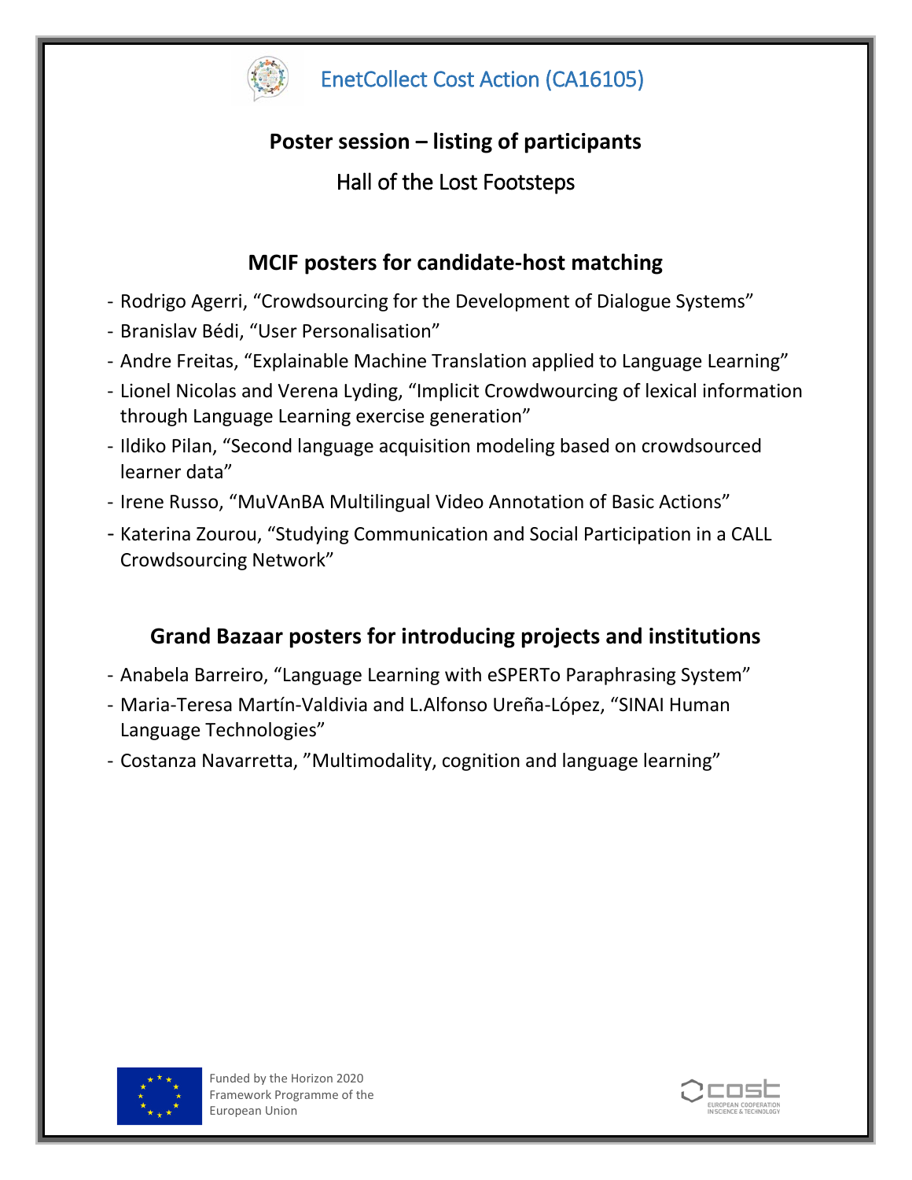EnetCollect Cost Action (CA16105)

## Poster session – listing of participants

Hall of the Lost Footsteps

### MCIF posters for candidate-host matching

- Rodrigo Agerri, “Crowdsourcing for the Development of Dialogue Systems”
- Branislav Bédi, “User Personalisation”
- Andre Freitas, “Explainable Machine Translation applied to Language Learning”
- Lionel Nicolas and Verena Lyding, “Implicit Crowdwourcing of lexical information through Language Learning exercise generation”
- Ildiko Pilan, “Second language acquisition modeling based on crowdsourced learner data”
- Irene Russo, “MuVAnBA Multilingual Video Annotation of Basic Actions”
- Katerina Zourou, “Studying Communication and Social Participation in a CALL Crowdsourcing Network”

### Grand Bazaar posters for introducing projects and institutions

- Anabela Barreiro, “Language Learning with eSPERTo Paraphrasing System”
- Maria-Teresa Martín-Valdivia and L.Alfonso Ureña-López, “SINAI Human Language Technologies”
- Costanza Navarretta, ”Multimodality, cognition and language learning”

Funded by the Horizon 2020 Framework Programme of the European Union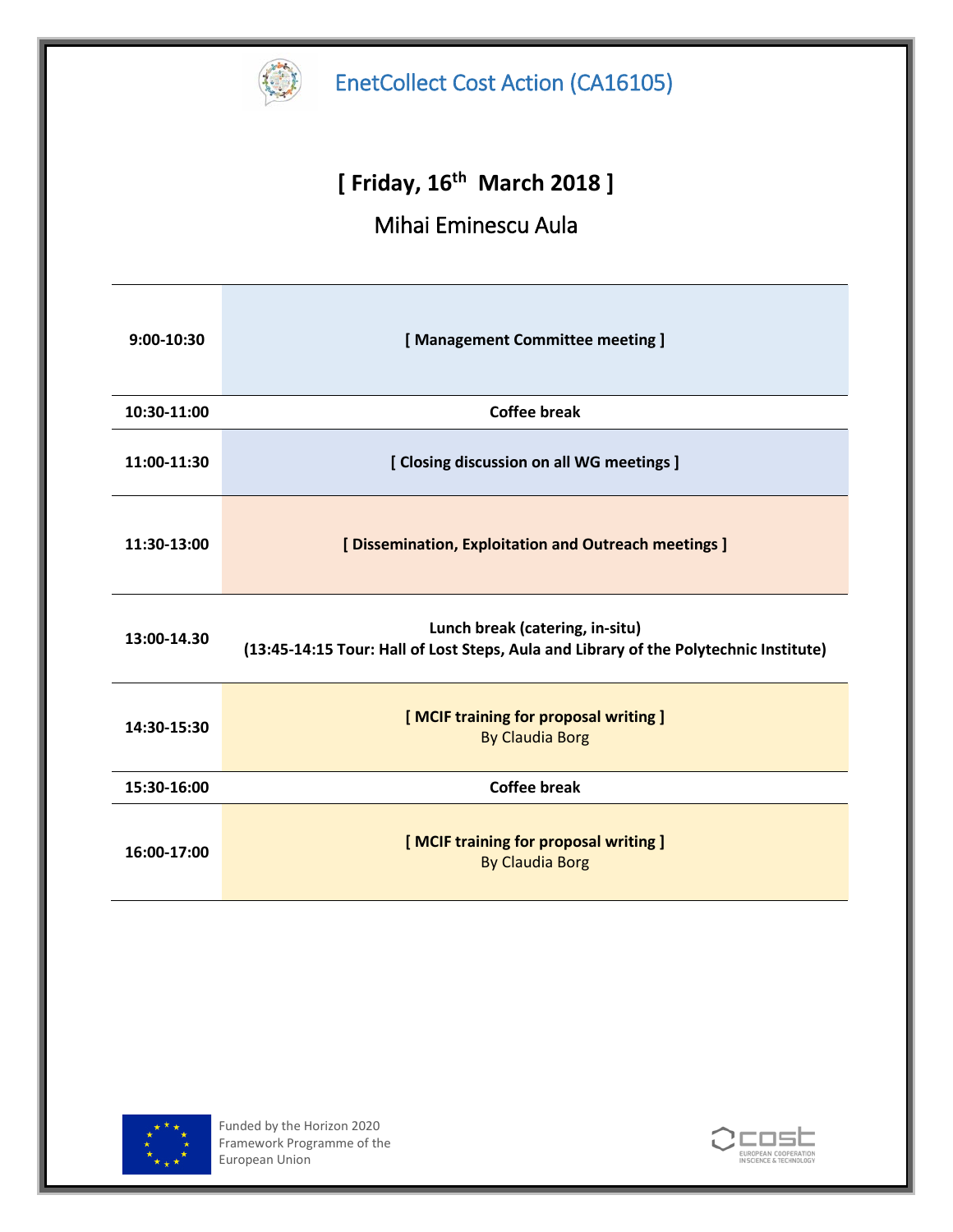# EnetCollect Cost Action (CA16105)

## [ Friday, 16th March 2018 ]

### Mihai Eminescu Aula

| | |
|---|---|
| 9:00-10:30 | **[ Management Committee meeting ]** |
| 10:30-11:00 | **Coffee break** |
| 11:00-11:30 | **[ Closing discussion on all WG meetings ]** |
| 11:30-13:00 | **[ Dissemination, Exploitation and Outreach meetings ]** |
| 13:00-14.30 | **Lunch break (catering, in-situ)**<br>**(13:45-14:15 Tour: Hall of Lost Steps, Aula and Library of the Polytechnic Institute)** |
| 14:30-15:30 | **[ MCIF training for proposal writing ]**<br>By Claudia Borg |
| 15:30-16:00 | **Coffee break** |
| 16:00-17:00 | **[ MCIF training for proposal writing ]**<br>By Claudia Borg |

Funded by the Horizon 2020 Framework Programme of the European Union

COST EUROPEAN COOPERATION IN SCIENCE & TECHNOLOGY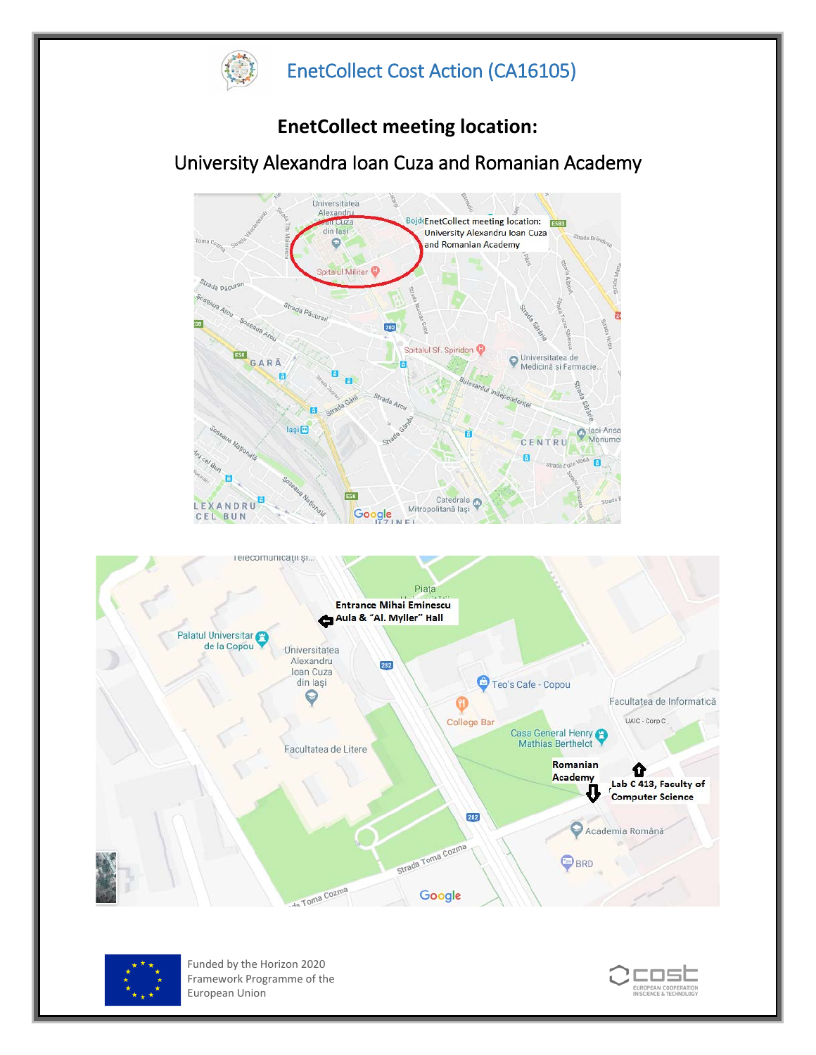# EnetCollect Cost Action (CA16105)

## EnetCollect meeting location:

### University Alexandra Ioan Cuza and Romanian Academy

EnetCollect meeting location: University Alexandru Ioan Cuza and Romanian Academy

Entrance Mihai Eminescu Aula & "Al. Myller" Hall

Romanian Academy

Lab C 413, Faculty of Computer Science

Funded by the Horizon 2020 Framework Programme of the European Union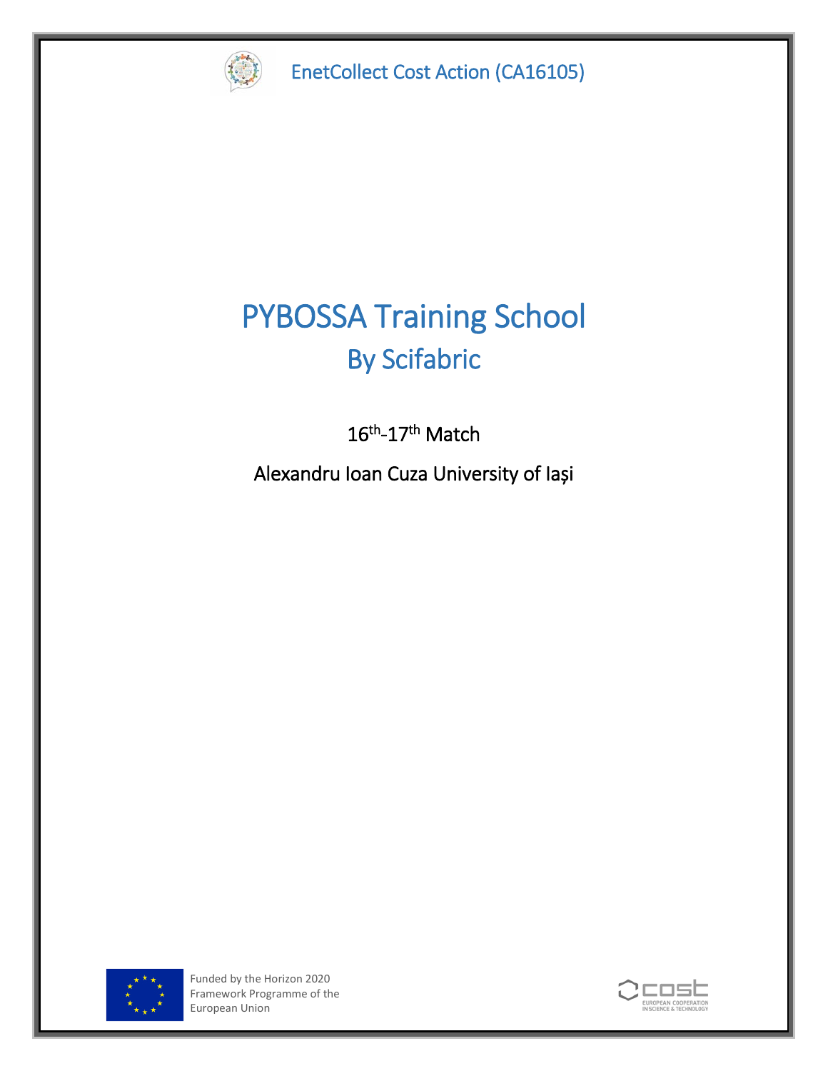EnetCollect Cost Action (CA16105)

# PYBOSSA Training School

## By Scifabric

16th-17th Match

Alexandru Ioan Cuza University of Iași

Funded by the Horizon 2020 Framework Programme of the European Union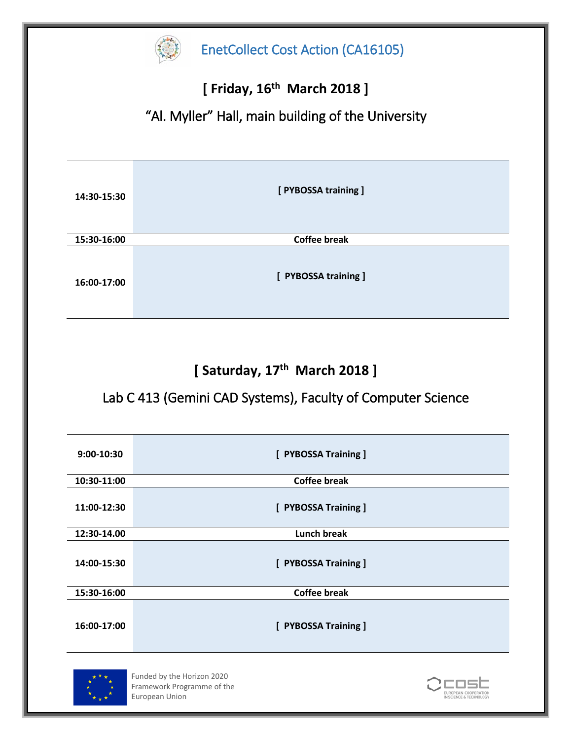## EnetCollect Cost Action (CA16105)

## [ Friday, 16th  March 2018 ]

“Al. Myller” Hall, main building of the University

| | |
|---|---|
| **14:30-15:30** | **[ PYBOSSA training ]** |
| **15:30-16:00** | **Coffee break** |
| **16:00-17:00** | **[ PYBOSSA training ]** |

## [ Saturday, 17th  March 2018 ]

Lab C 413 (Gemini CAD Systems), Faculty of Computer Science

| | |
|---|---|
| **9:00-10:30** | **[ PYBOSSA Training ]** |
| **10:30-11:00** | **Coffee break** |
| **11:00-12:30** | **[ PYBOSSA Training ]** |
| **12:30-14.00** | **Lunch break** |
| **14:00-15:30** | **[ PYBOSSA Training ]** |
| **15:30-16:00** | **Coffee break** |
| **16:00-17:00** | **[ PYBOSSA Training ]** |

Funded by the Horizon 2020 Framework Programme of the European Union

cost EUROPEAN COOPERATION IN SCIENCE & TECHNOLOGY